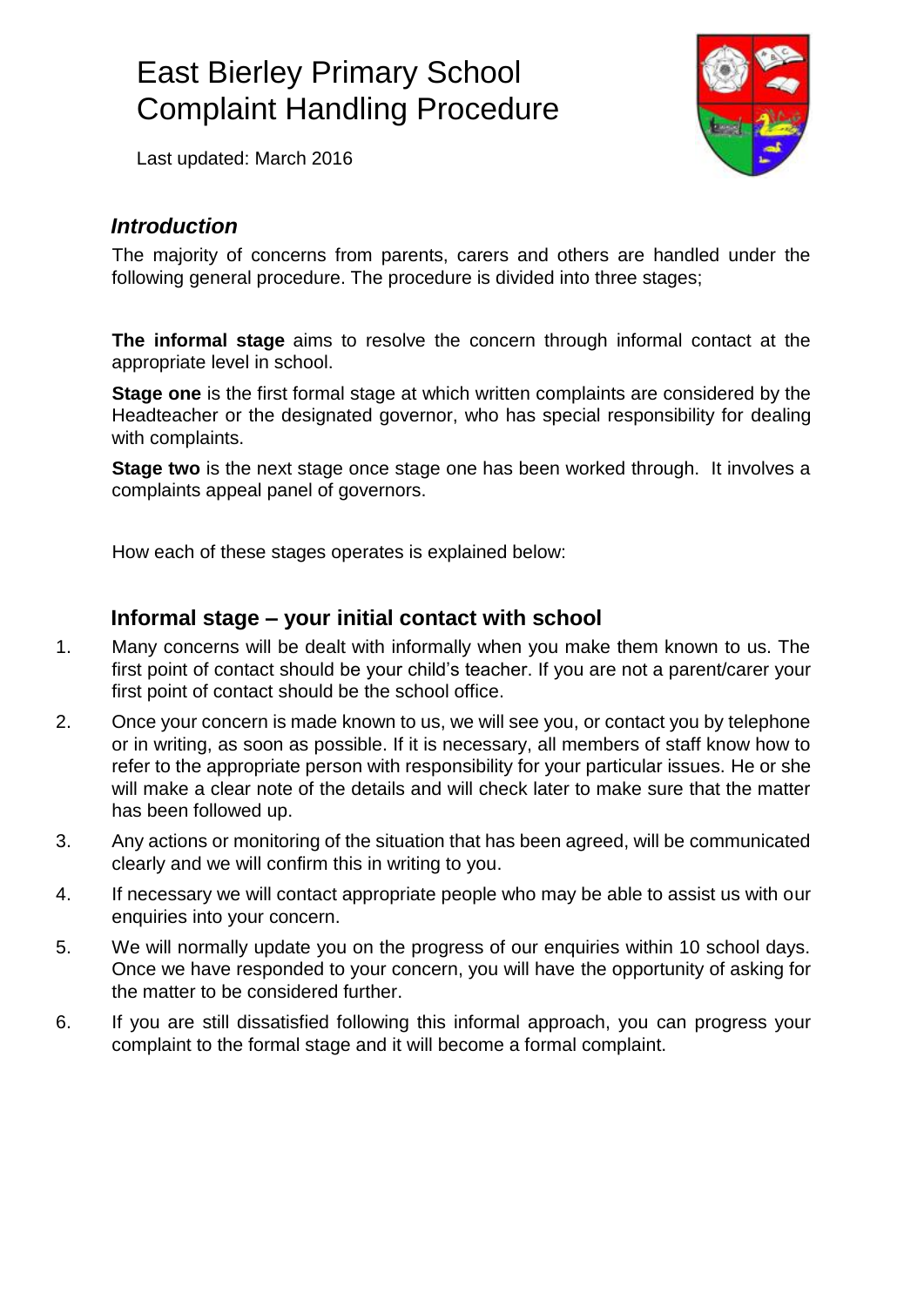# East Bierley Primary School Complaint Handling Procedure

Last updated: March 2016

## *Introduction*

The majority of concerns from parents, carers and others are handled under the following general procedure. The procedure is divided into three stages;

**The informal stage** aims to resolve the concern through informal contact at the appropriate level in school.

**Stage one** is the first formal stage at which written complaints are considered by the Headteacher or the designated governor, who has special responsibility for dealing with complaints.

**Stage two** is the next stage once stage one has been worked through. It involves a complaints appeal panel of governors.

How each of these stages operates is explained below:

## Informal stage – your initial contact with school

1. Many concerns will be dealt with informally when you make them known to us. The first point of contact should be your child's teacher. If you are not a parent/carer your first point of contact should be the school office.
2. Once your concern is made known to us, we will see you, or contact you by telephone or in writing, as soon as possible. If it is necessary, all members of staff know how to refer to the appropriate person with responsibility for your particular issues. He or she will make a clear note of the details and will check later to make sure that the matter has been followed up.
3. Any actions or monitoring of the situation that has been agreed, will be communicated clearly and we will confirm this in writing to you.
4. If necessary we will contact appropriate people who may be able to assist us with our enquiries into your concern.
5. We will normally update you on the progress of our enquiries within 10 school days. Once we have responded to your concern, you will have the opportunity of asking for the matter to be considered further.
6. If you are still dissatisfied following this informal approach, you can progress your complaint to the formal stage and it will become a formal complaint.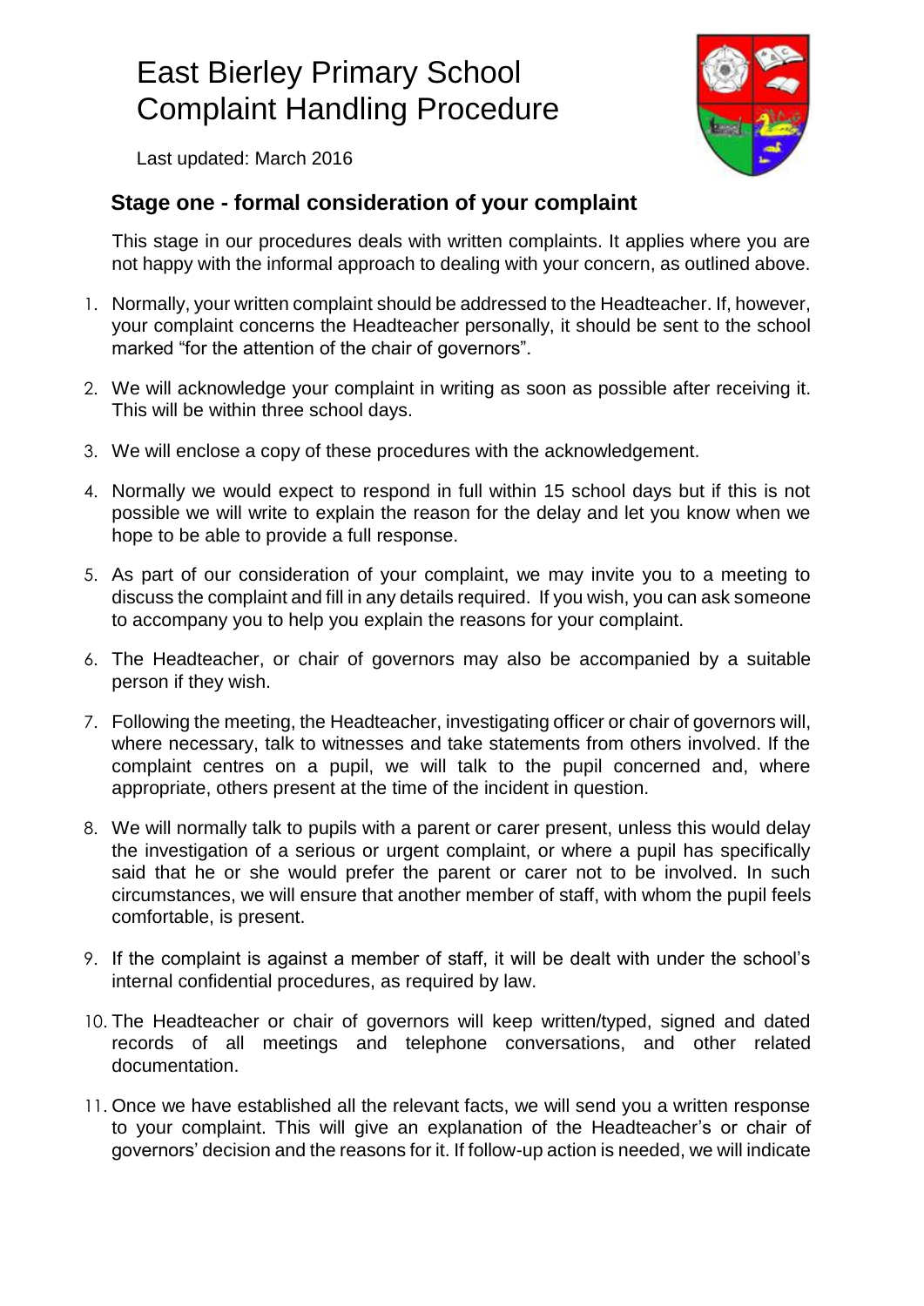# East Bierley Primary School
# Complaint Handling Procedure

Last updated: March 2016

## Stage one - formal consideration of your complaint

This stage in our procedures deals with written complaints. It applies where you are not happy with the informal approach to dealing with your concern, as outlined above.

1. Normally, your written complaint should be addressed to the Headteacher. If, however, your complaint concerns the Headteacher personally, it should be sent to the school marked "for the attention of the chair of governors".
2. We will acknowledge your complaint in writing as soon as possible after receiving it. This will be within three school days.
3. We will enclose a copy of these procedures with the acknowledgement.
4. Normally we would expect to respond in full within 15 school days but if this is not possible we will write to explain the reason for the delay and let you know when we hope to be able to provide a full response.
5. As part of our consideration of your complaint, we may invite you to a meeting to discuss the complaint and fill in any details required. If you wish, you can ask someone to accompany you to help you explain the reasons for your complaint.
6. The Headteacher, or chair of governors may also be accompanied by a suitable person if they wish.
7. Following the meeting, the Headteacher, investigating officer or chair of governors will, where necessary, talk to witnesses and take statements from others involved. If the complaint centres on a pupil, we will talk to the pupil concerned and, where appropriate, others present at the time of the incident in question.
8. We will normally talk to pupils with a parent or carer present, unless this would delay the investigation of a serious or urgent complaint, or where a pupil has specifically said that he or she would prefer the parent or carer not to be involved. In such circumstances, we will ensure that another member of staff, with whom the pupil feels comfortable, is present.
9. If the complaint is against a member of staff, it will be dealt with under the school's internal confidential procedures, as required by law.
10. The Headteacher or chair of governors will keep written/typed, signed and dated records of all meetings and telephone conversations, and other related documentation.
11. Once we have established all the relevant facts, we will send you a written response to your complaint. This will give an explanation of the Headteacher's or chair of governors' decision and the reasons for it. If follow-up action is needed, we will indicate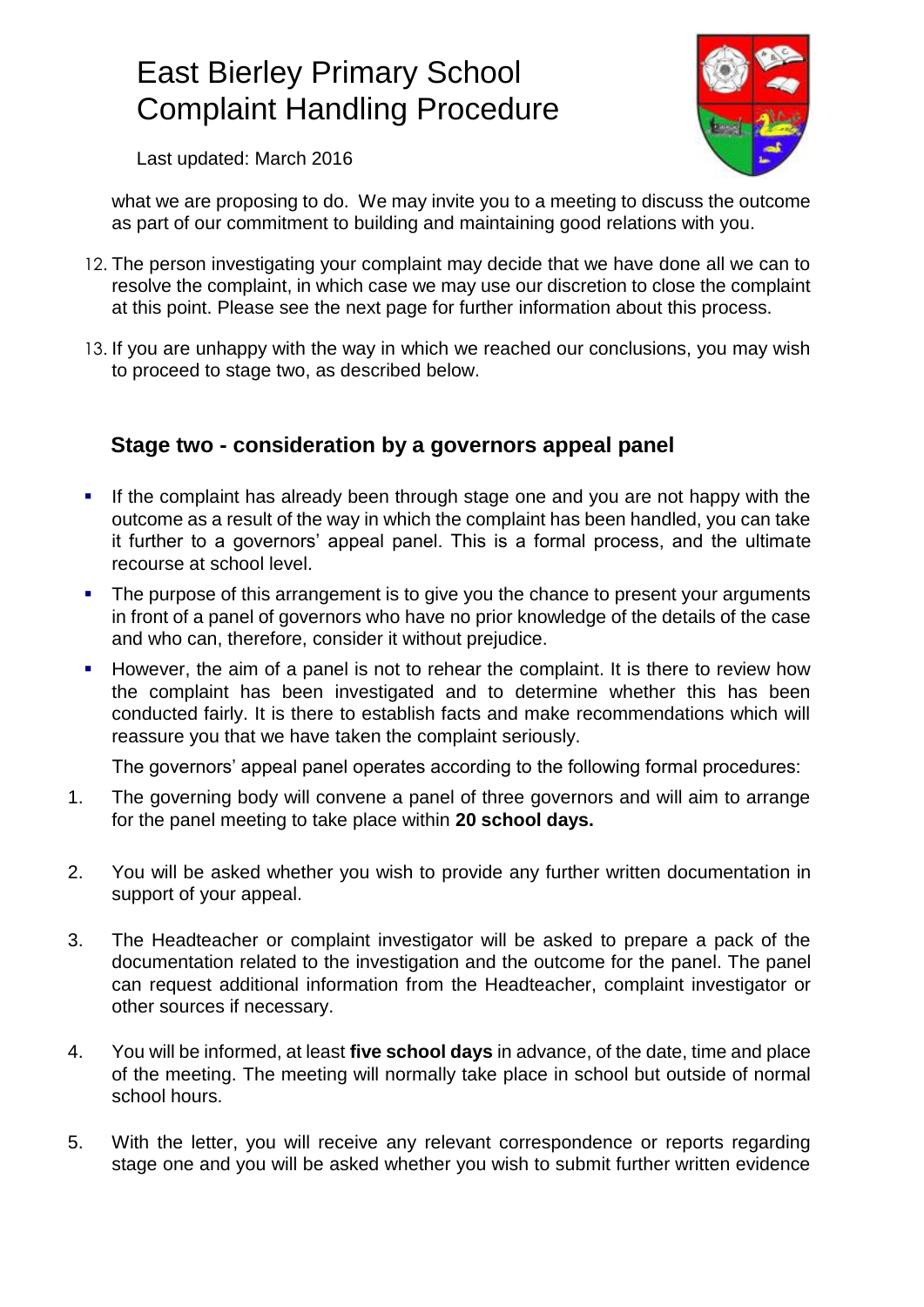what we are proposing to do. We may invite you to a meeting to discuss the outcome as part of our commitment to building and maintaining good relations with you.

12. The person investigating your complaint may decide that we have done all we can to resolve the complaint, in which case we may use our discretion to close the complaint at this point. Please see the next page for further information about this process.
13. If you are unhappy with the way in which we reached our conclusions, you may wish to proceed to stage two, as described below.

## Stage two - consideration by a governors appeal panel

- If the complaint has already been through stage one and you are not happy with the outcome as a result of the way in which the complaint has been handled, you can take it further to a governors' appeal panel. This is a formal process, and the ultimate recourse at school level.
- The purpose of this arrangement is to give you the chance to present your arguments in front of a panel of governors who have no prior knowledge of the details of the case and who can, therefore, consider it without prejudice.
- However, the aim of a panel is not to rehear the complaint. It is there to review how the complaint has been investigated and to determine whether this has been conducted fairly. It is there to establish facts and make recommendations which will reassure you that we have taken the complaint seriously.

The governors' appeal panel operates according to the following formal procedures:

1. The governing body will convene a panel of three governors and will aim to arrange for the panel meeting to take place within **20 school days.**
2. You will be asked whether you wish to provide any further written documentation in support of your appeal.
3. The Headteacher or complaint investigator will be asked to prepare a pack of the documentation related to the investigation and the outcome for the panel. The panel can request additional information from the Headteacher, complaint investigator or other sources if necessary.
4. You will be informed, at least **five school days** in advance, of the date, time and place of the meeting. The meeting will normally take place in school but outside of normal school hours.
5. With the letter, you will receive any relevant correspondence or reports regarding stage one and you will be asked whether you wish to submit further written evidence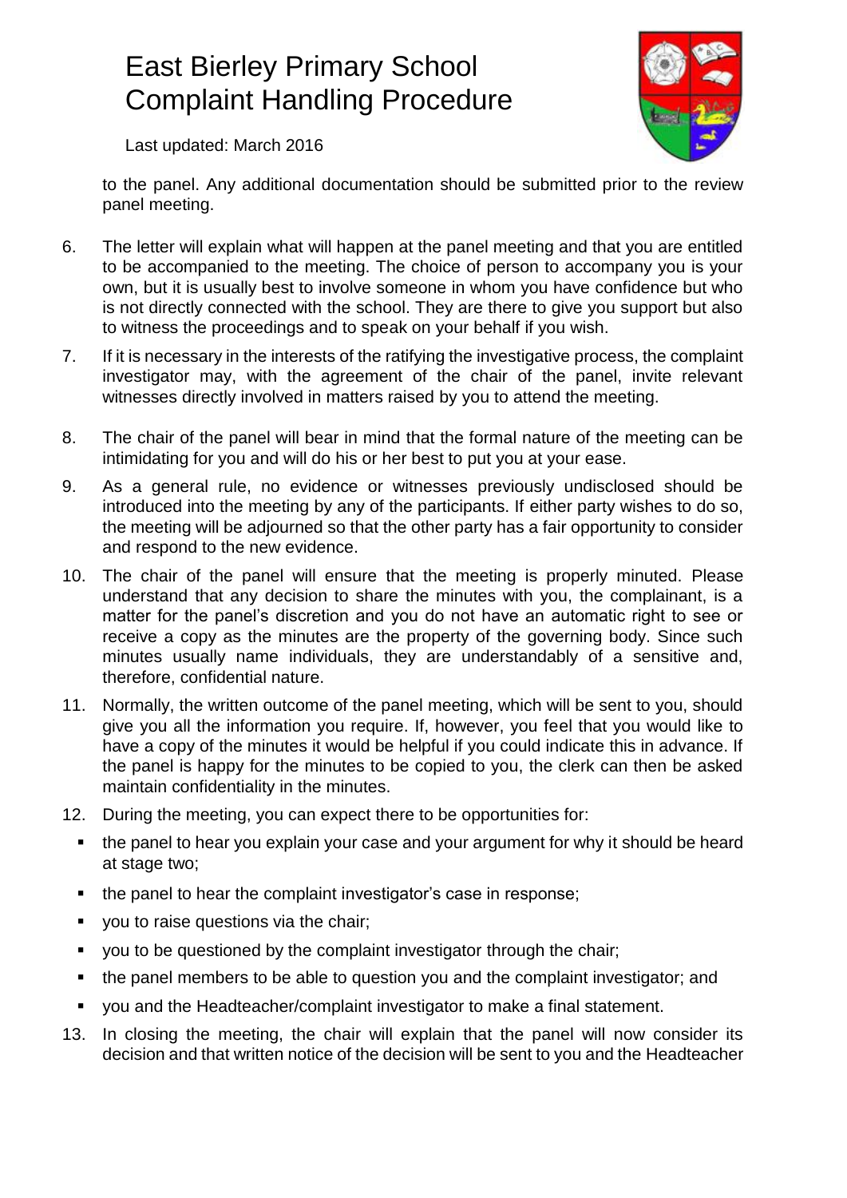to the panel. Any additional documentation should be submitted prior to the review panel meeting.

6. The letter will explain what will happen at the panel meeting and that you are entitled to be accompanied to the meeting. The choice of person to accompany you is your own, but it is usually best to involve someone in whom you have confidence but who is not directly connected with the school. They are there to give you support but also to witness the proceedings and to speak on your behalf if you wish.

7. If it is necessary in the interests of the ratifying the investigative process, the complaint investigator may, with the agreement of the chair of the panel, invite relevant witnesses directly involved in matters raised by you to attend the meeting.

8. The chair of the panel will bear in mind that the formal nature of the meeting can be intimidating for you and will do his or her best to put you at your ease.

9. As a general rule, no evidence or witnesses previously undisclosed should be introduced into the meeting by any of the participants. If either party wishes to do so, the meeting will be adjourned so that the other party has a fair opportunity to consider and respond to the new evidence.

10. The chair of the panel will ensure that the meeting is properly minuted. Please understand that any decision to share the minutes with you, the complainant, is a matter for the panel's discretion and you do not have an automatic right to see or receive a copy as the minutes are the property of the governing body. Since such minutes usually name individuals, they are understandably of a sensitive and, therefore, confidential nature.

11. Normally, the written outcome of the panel meeting, which will be sent to you, should give you all the information you require. If, however, you feel that you would like to have a copy of the minutes it would be helpful if you could indicate this in advance. If the panel is happy for the minutes to be copied to you, the clerk can then be asked maintain confidentiality in the minutes.

12. During the meeting, you can expect there to be opportunities for:
    - the panel to hear you explain your case and your argument for why it should be heard at stage two;
    - the panel to hear the complaint investigator's case in response;
    - you to raise questions via the chair;
    - you to be questioned by the complaint investigator through the chair;
    - the panel members to be able to question you and the complaint investigator; and
    - you and the Headteacher/complaint investigator to make a final statement.

13. In closing the meeting, the chair will explain that the panel will now consider its decision and that written notice of the decision will be sent to you and the Headteacher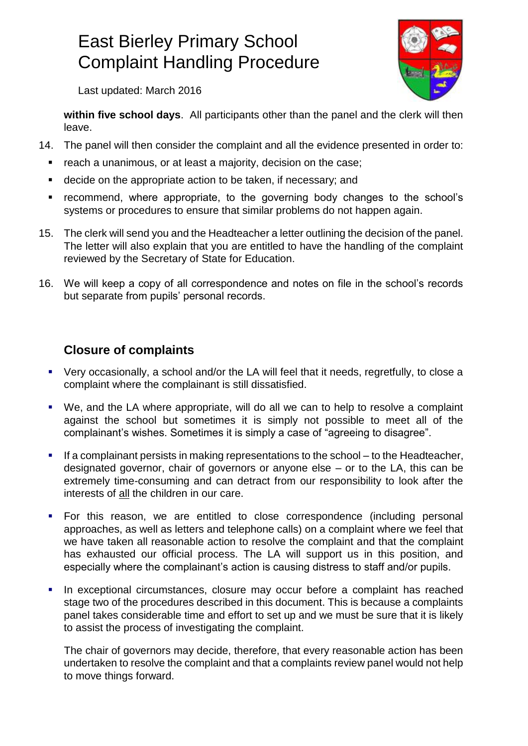**within five school days**. All participants other than the panel and the clerk will then leave.

14. The panel will then consider the complaint and all the evidence presented in order to:
    - reach a unanimous, or at least a majority, decision on the case;
    - decide on the appropriate action to be taken, if necessary; and
    - recommend, where appropriate, to the governing body changes to the school's systems or procedures to ensure that similar problems do not happen again.

15. The clerk will send you and the Headteacher a letter outlining the decision of the panel. The letter will also explain that you are entitled to have the handling of the complaint reviewed by the Secretary of State for Education.

16. We will keep a copy of all correspondence and notes on file in the school's records but separate from pupils' personal records.

## Closure of complaints

- Very occasionally, a school and/or the LA will feel that it needs, regretfully, to close a complaint where the complainant is still dissatisfied.

- We, and the LA where appropriate, will do all we can to help to resolve a complaint against the school but sometimes it is simply not possible to meet all of the complainant's wishes. Sometimes it is simply a case of "agreeing to disagree".

- If a complainant persists in making representations to the school – to the Headteacher, designated governor, chair of governors or anyone else – or to the LA, this can be extremely time-consuming and can detract from our responsibility to look after the interests of <u>all</u> the children in our care.

- For this reason, we are entitled to close correspondence (including personal approaches, as well as letters and telephone calls) on a complaint where we feel that we have taken all reasonable action to resolve the complaint and that the complaint has exhausted our official process. The LA will support us in this position, and especially where the complainant's action is causing distress to staff and/or pupils.

- In exceptional circumstances, closure may occur before a complaint has reached stage two of the procedures described in this document. This is because a complaints panel takes considerable time and effort to set up and we must be sure that it is likely to assist the process of investigating the complaint.

  The chair of governors may decide, therefore, that every reasonable action has been undertaken to resolve the complaint and that a complaints review panel would not help to move things forward.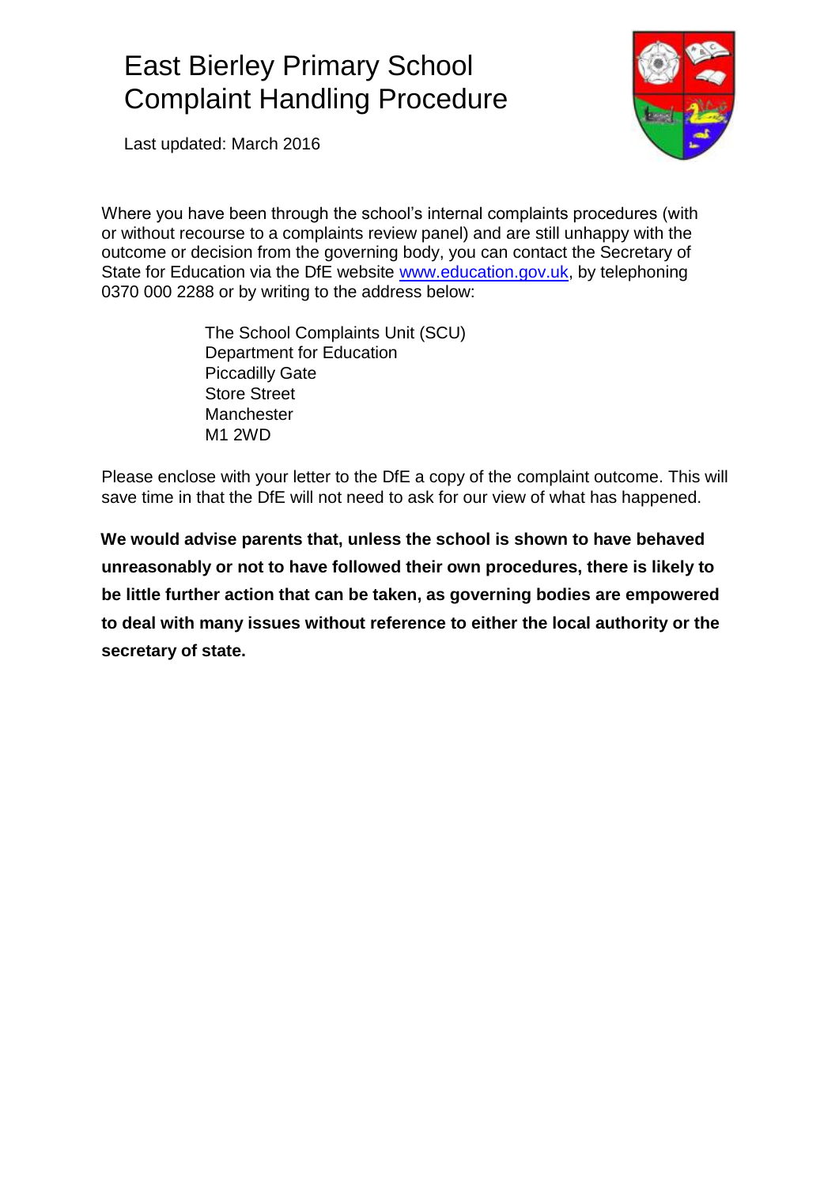# East Bierley Primary School Complaint Handling Procedure

Last updated: March 2016

Where you have been through the school's internal complaints procedures (with or without recourse to a complaints review panel) and are still unhappy with the outcome or decision from the governing body, you can contact the Secretary of State for Education via the DfE website www.education.gov.uk, by telephoning 0370 000 2288 or by writing to the address below:

The School Complaints Unit (SCU)
Department for Education
Piccadilly Gate
Store Street
Manchester
M1 2WD

Please enclose with your letter to the DfE a copy of the complaint outcome. This will save time in that the DfE will not need to ask for our view of what has happened.

**We would advise parents that, unless the school is shown to have behaved unreasonably or not to have followed their own procedures, there is likely to be little further action that can be taken, as governing bodies are empowered to deal with many issues without reference to either the local authority or the secretary of state.**